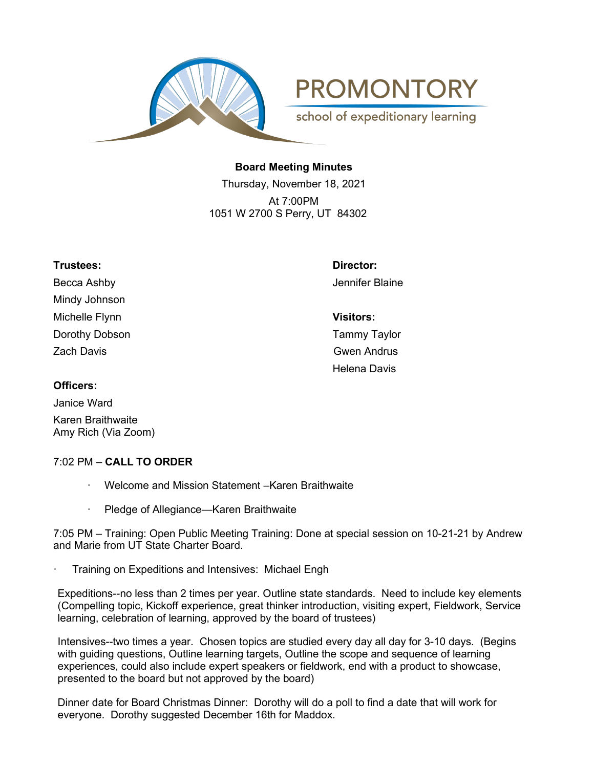PROMONTORY

school of expeditionary learning

**Board Meeting Minutes**

Thursday, November 18, 2021

At 7:00PM

1051 W 2700 S Perry, UT 84302

**Trustees:**

Becca Ashby

Mindy Johnson

Michelle Flynn

Dorothy Dobson

Zach Davis

**Director:**

Jennifer Blaine

**Visitors:**

Tammy Taylor

Gwen Andrus

Helena Davis

**Officers:**

Janice Ward

Karen Braithwaite

Amy Rich (Via Zoom)

7:02 PM – **CALL TO ORDER**

- Welcome and Mission Statement –Karen Braithwaite
- Pledge of Allegiance—Karen Braithwaite

7:05 PM – Training: Open Public Meeting Training: Done at special session on 10-21-21 by Andrew and Marie from UT State Charter Board.

- Training on Expeditions and Intensives: Michael Engh

Expeditions--no less than 2 times per year. Outline state standards. Need to include key elements (Compelling topic, Kickoff experience, great thinker introduction, visiting expert, Fieldwork, Service learning, celebration of learning, approved by the board of trustees)

Intensives--two times a year. Chosen topics are studied every day all day for 3-10 days. (Begins with guiding questions, Outline learning targets, Outline the scope and sequence of learning experiences, could also include expert speakers or fieldwork, end with a product to showcase, presented to the board but not approved by the board)

Dinner date for Board Christmas Dinner: Dorothy will do a poll to find a date that will work for everyone. Dorothy suggested December 16th for Maddox.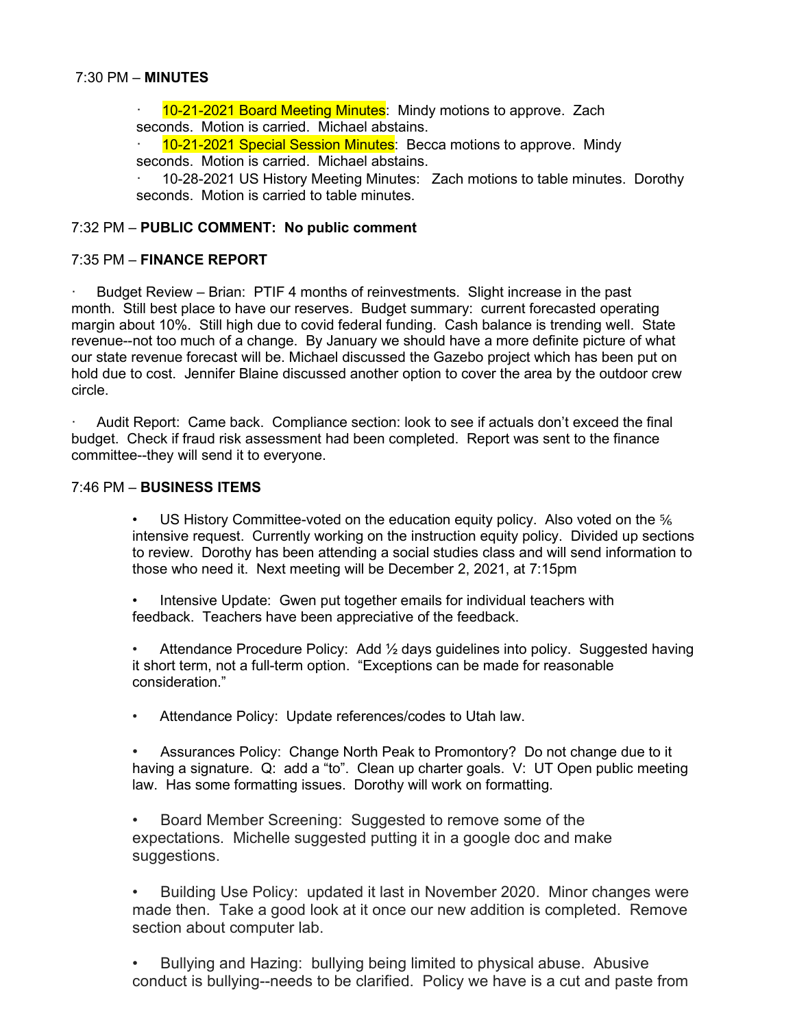7:30 PM – **MINUTES**

- 10-21-2021 Board Meeting Minutes: Mindy motions to approve. Zach seconds. Motion is carried. Michael abstains.
- 10-21-2021 Special Session Minutes: Becca motions to approve. Mindy seconds. Motion is carried. Michael abstains.
- 10-28-2021 US History Meeting Minutes: Zach motions to table minutes. Dorothy seconds. Motion is carried to table minutes.

7:32 PM – **PUBLIC COMMENT: No public comment**

7:35 PM – **FINANCE REPORT**

- Budget Review – Brian: PTIF 4 months of reinvestments. Slight increase in the past month. Still best place to have our reserves. Budget summary: current forecasted operating margin about 10%. Still high due to covid federal funding. Cash balance is trending well. State revenue--not too much of a change. By January we should have a more definite picture of what our state revenue forecast will be. Michael discussed the Gazebo project which has been put on hold due to cost. Jennifer Blaine discussed another option to cover the area by the outdoor crew circle.

- Audit Report: Came back. Compliance section: look to see if actuals don't exceed the final budget. Check if fraud risk assessment had been completed. Report was sent to the finance committee--they will send it to everyone.

7:46 PM – **BUSINESS ITEMS**

- US History Committee-voted on the education equity policy. Also voted on the 5/6 intensive request. Currently working on the instruction equity policy. Divided up sections to review. Dorothy has been attending a social studies class and will send information to those who need it. Next meeting will be December 2, 2021, at 7:15pm

- Intensive Update: Gwen put together emails for individual teachers with feedback. Teachers have been appreciative of the feedback.

- Attendance Procedure Policy: Add ½ days guidelines into policy. Suggested having it short term, not a full-term option. "Exceptions can be made for reasonable consideration."

- Attendance Policy: Update references/codes to Utah law.

- Assurances Policy: Change North Peak to Promontory? Do not change due to it having a signature. Q: add a "to". Clean up charter goals. V: UT Open public meeting law. Has some formatting issues. Dorothy will work on formatting.

- Board Member Screening: Suggested to remove some of the expectations. Michelle suggested putting it in a google doc and make suggestions.

- Building Use Policy: updated it last in November 2020. Minor changes were made then. Take a good look at it once our new addition is completed. Remove section about computer lab.

- Bullying and Hazing: bullying being limited to physical abuse. Abusive conduct is bullying--needs to be clarified. Policy we have is a cut and paste from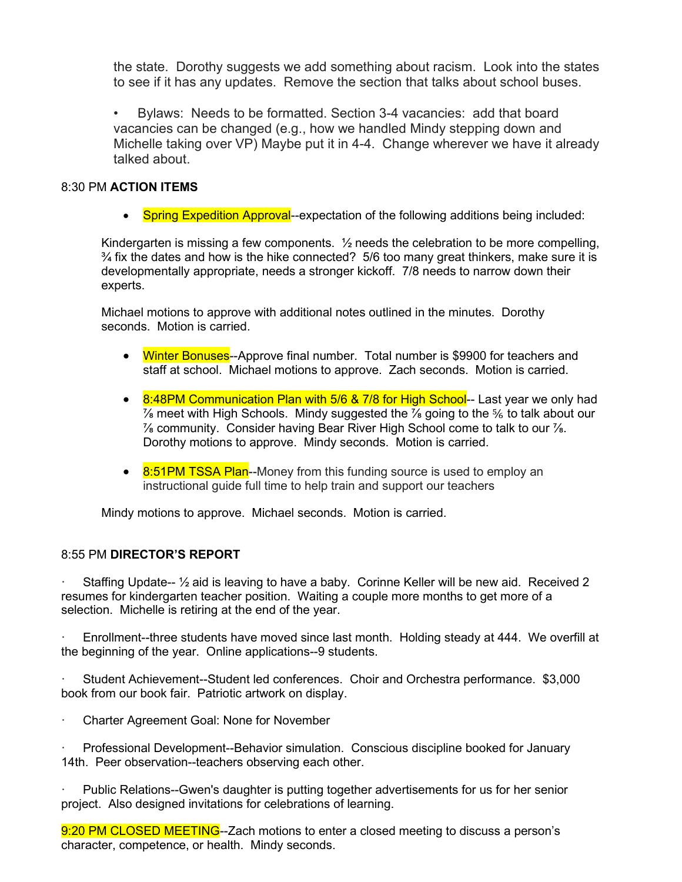the state. Dorothy suggests we add something about racism. Look into the states to see if it has any updates. Remove the section that talks about school buses.

• Bylaws: Needs to be formatted. Section 3-4 vacancies: add that board vacancies can be changed (e.g., how we handled Mindy stepping down and Michelle taking over VP) Maybe put it in 4-4. Change wherever we have it already talked about.

8:30 PM **ACTION ITEMS**

- Spring Expedition Approval--expectation of the following additions being included:

Kindergarten is missing a few components. ½ needs the celebration to be more compelling, ¾ fix the dates and how is the hike connected? 5/6 too many great thinkers, make sure it is developmentally appropriate, needs a stronger kickoff. 7/8 needs to narrow down their experts.

Michael motions to approve with additional notes outlined in the minutes. Dorothy seconds. Motion is carried.

- Winter Bonuses--Approve final number. Total number is $9900 for teachers and staff at school. Michael motions to approve. Zach seconds. Motion is carried.

- 8:48PM Communication Plan with 5/6 & 7/8 for High School-- Last year we only had ⅞ meet with High Schools. Mindy suggested the ⅞ going to the ⅚ to talk about our ⅞ community. Consider having Bear River High School come to talk to our ⅞. Dorothy motions to approve. Mindy seconds. Motion is carried.

- 8:51PM TSSA Plan--Money from this funding source is used to employ an instructional guide full time to help train and support our teachers

Mindy motions to approve. Michael seconds. Motion is carried.

8:55 PM **DIRECTOR'S REPORT**

· Staffing Update-- ½ aid is leaving to have a baby. Corinne Keller will be new aid. Received 2 resumes for kindergarten teacher position. Waiting a couple more months to get more of a selection. Michelle is retiring at the end of the year.

· Enrollment--three students have moved since last month. Holding steady at 444. We overfill at the beginning of the year. Online applications--9 students.

· Student Achievement--Student led conferences. Choir and Orchestra performance. $3,000 book from our book fair. Patriotic artwork on display.

· Charter Agreement Goal: None for November

· Professional Development--Behavior simulation. Conscious discipline booked for January 14th. Peer observation--teachers observing each other.

· Public Relations--Gwen's daughter is putting together advertisements for us for her senior project. Also designed invitations for celebrations of learning.

9:20 PM CLOSED MEETING--Zach motions to enter a closed meeting to discuss a person's character, competence, or health. Mindy seconds.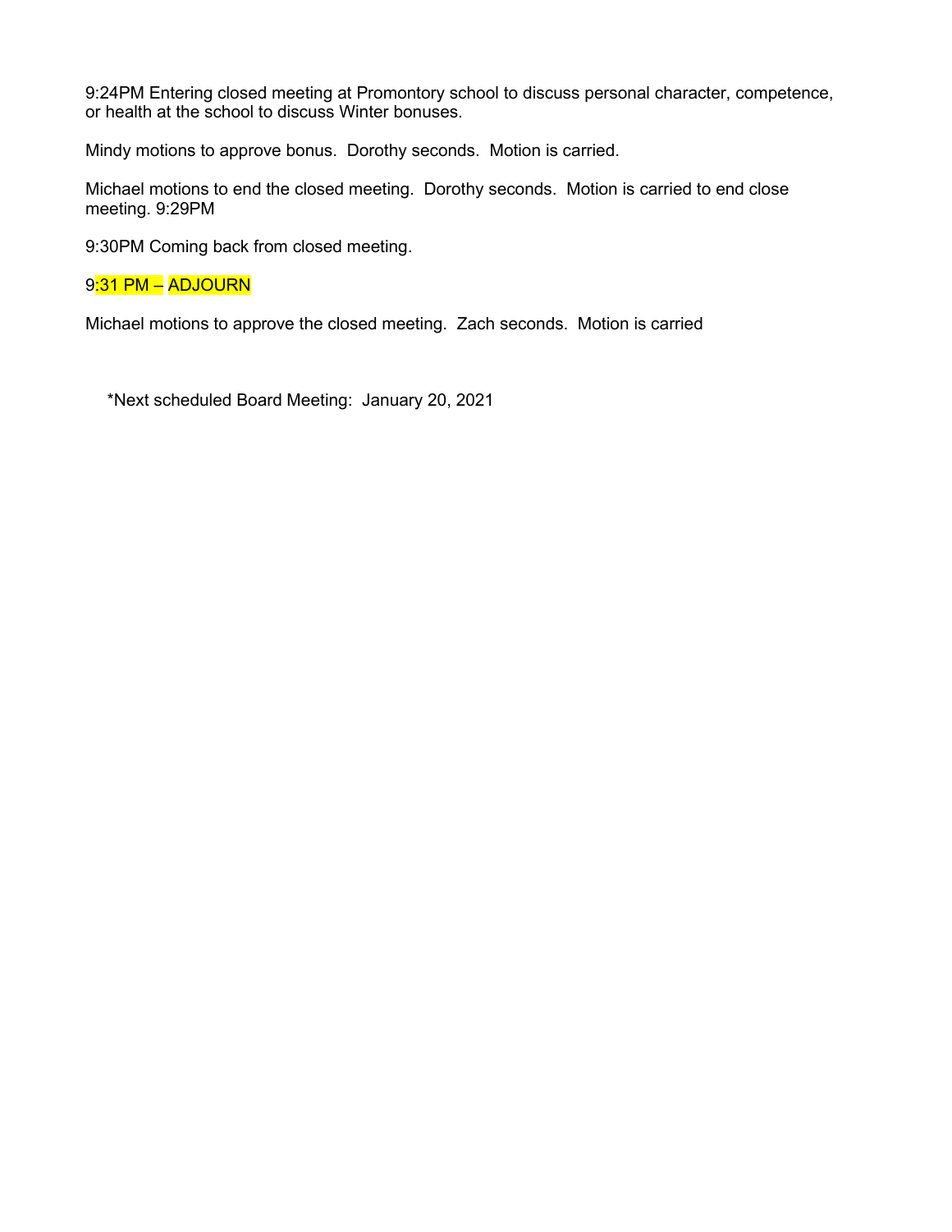9:24PM Entering closed meeting at Promontory school to discuss personal character, competence, or health at the school to discuss Winter bonuses.

Mindy motions to approve bonus. Dorothy seconds. Motion is carried.

Michael motions to end the closed meeting. Dorothy seconds. Motion is carried to end close meeting. 9:29PM

9:30PM Coming back from closed meeting.

9:31 PM – ADJOURN

Michael motions to approve the closed meeting. Zach seconds. Motion is carried

*Next scheduled Board Meeting: January 20, 2021